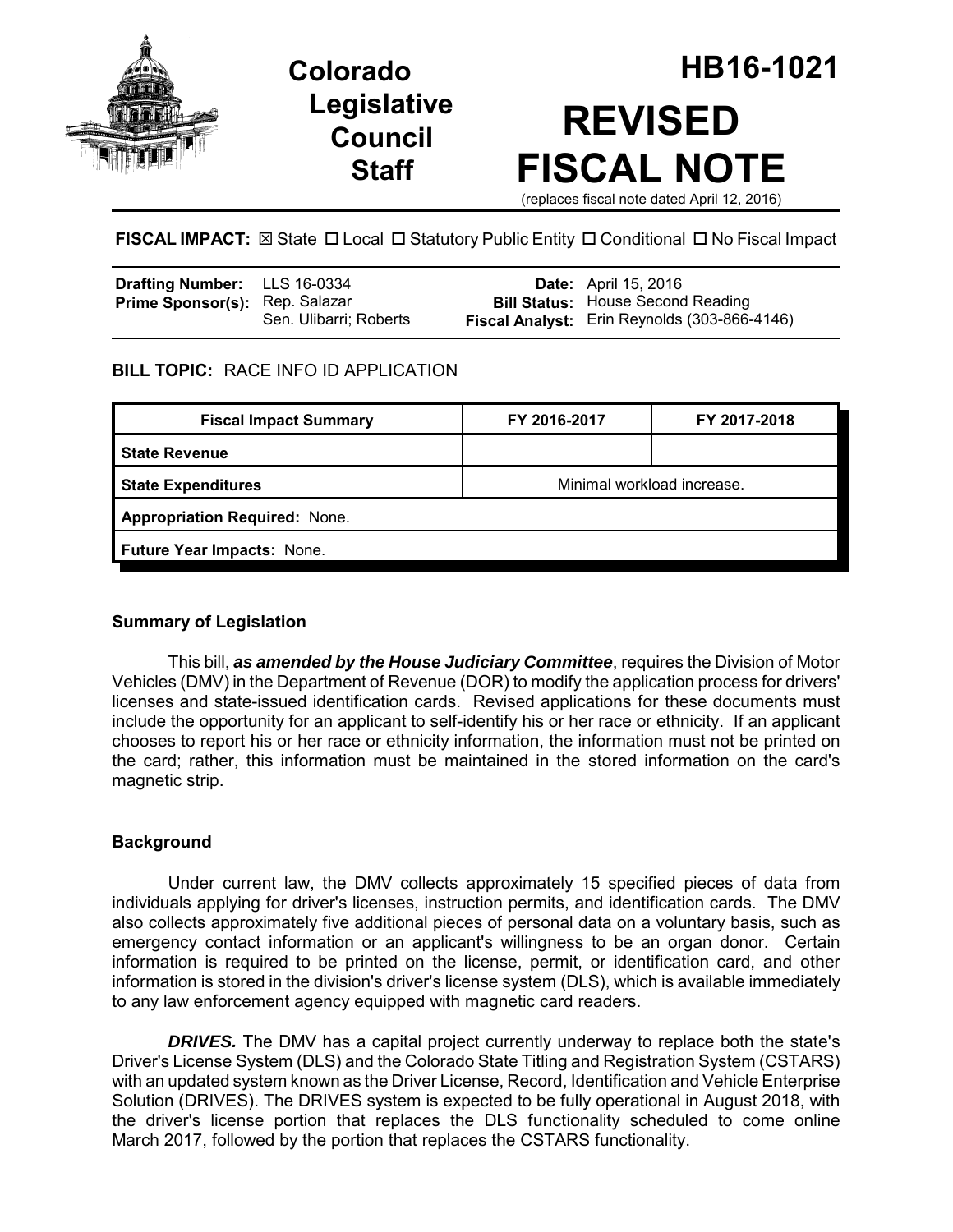# Colorado Legislative Council Staff

# HB16-1021

# REVISED FISCAL NOTE

(replaces fiscal note dated April 12, 2016)

**FISCAL IMPACT:** ☒ State ☐ Local ☐ Statutory Public Entity ☐ Conditional ☐ No Fiscal Impact

| | | | |
|---|---|---|---|
| **Drafting Number:** | LLS 16-0334 | **Date:** | April 15, 2016 |
| **Prime Sponsor(s):** | Rep. Salazar<br>Sen. Ulibarri; Roberts | **Bill Status:** | House Second Reading |
| | | **Fiscal Analyst:** | Erin Reynolds (303-866-4146) |

**BILL TOPIC:** RACE INFO ID APPLICATION

| Fiscal Impact Summary | FY 2016-2017 | FY 2017-2018 |
|---|---|---|
| **State Revenue** | | |
| **State Expenditures** | Minimal workload increase. | |
| **Appropriation Required:** None. | | |
| **Future Year Impacts:** None. | | |

### Summary of Legislation

This bill, ***as amended by the House Judiciary Committee***, requires the Division of Motor Vehicles (DMV) in the Department of Revenue (DOR) to modify the application process for drivers' licenses and state-issued identification cards. Revised applications for these documents must include the opportunity for an applicant to self-identify his or her race or ethnicity. If an applicant chooses to report his or her race or ethnicity information, the information must not be printed on the card; rather, this information must be maintained in the stored information on the card's magnetic strip.

### Background

Under current law, the DMV collects approximately 15 specified pieces of data from individuals applying for driver's licenses, instruction permits, and identification cards. The DMV also collects approximately five additional pieces of personal data on a voluntary basis, such as emergency contact information or an applicant's willingness to be an organ donor. Certain information is required to be printed on the license, permit, or identification card, and other information is stored in the division's driver's license system (DLS), which is available immediately to any law enforcement agency equipped with magnetic card readers.

***DRIVES.*** The DMV has a capital project currently underway to replace both the state's Driver's License System (DLS) and the Colorado State Titling and Registration System (CSTARS) with an updated system known as the Driver License, Record, Identification and Vehicle Enterprise Solution (DRIVES). The DRIVES system is expected to be fully operational in August 2018, with the driver's license portion that replaces the DLS functionality scheduled to come online March 2017, followed by the portion that replaces the CSTARS functionality.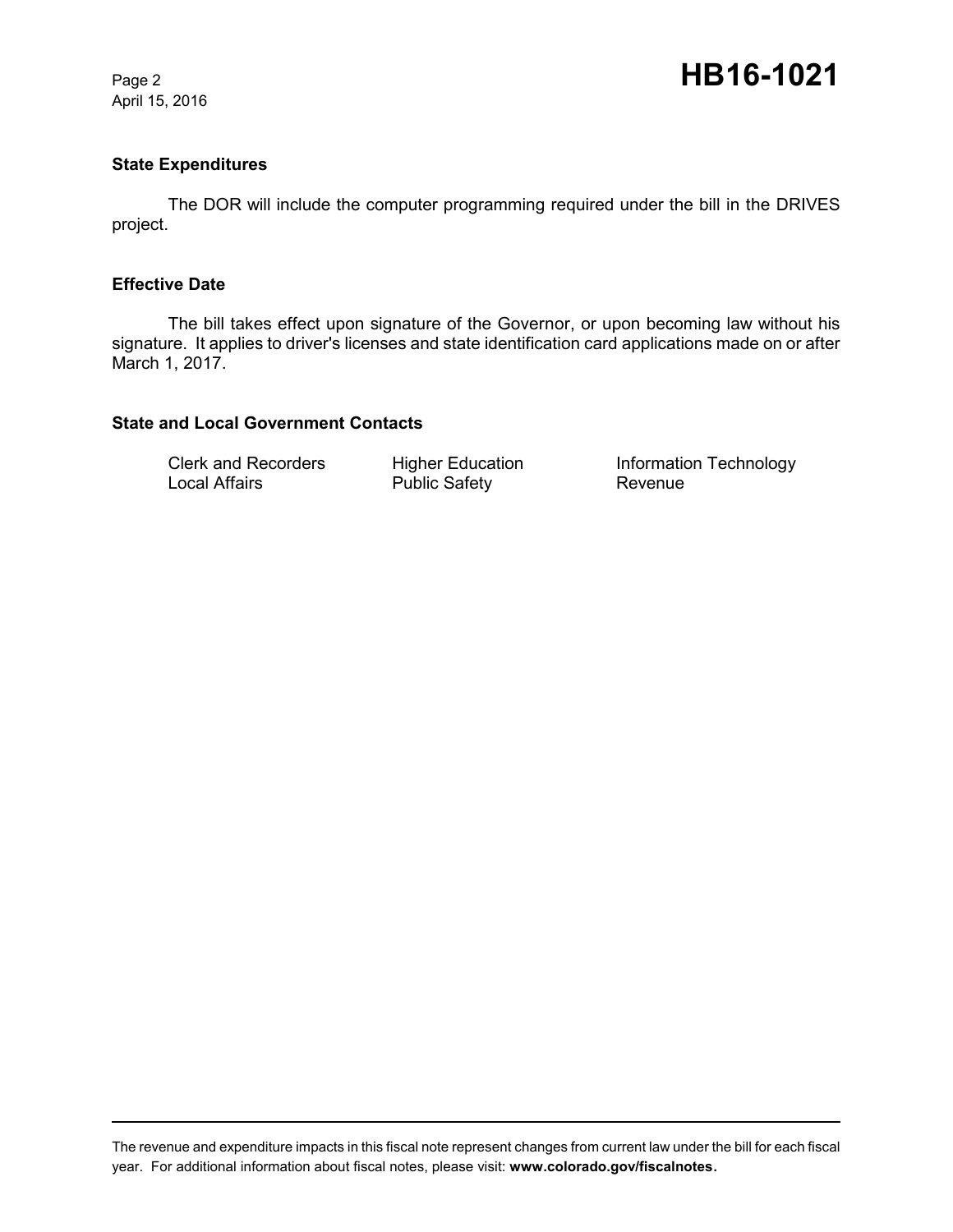## State Expenditures

The DOR will include the computer programming required under the bill in the DRIVES project.

## Effective Date

The bill takes effect upon signature of the Governor, or upon becoming law without his signature. It applies to driver's licenses and state identification card applications made on or after March 1, 2017.

## State and Local Government Contacts

| | | |
|---|---|---|
| Clerk and Recorders | Higher Education | Information Technology |
| Local Affairs | Public Safety | Revenue |

The revenue and expenditure impacts in this fiscal note represent changes from current law under the bill for each fiscal year. For additional information about fiscal notes, please visit: **www.colorado.gov/fiscalnotes.**